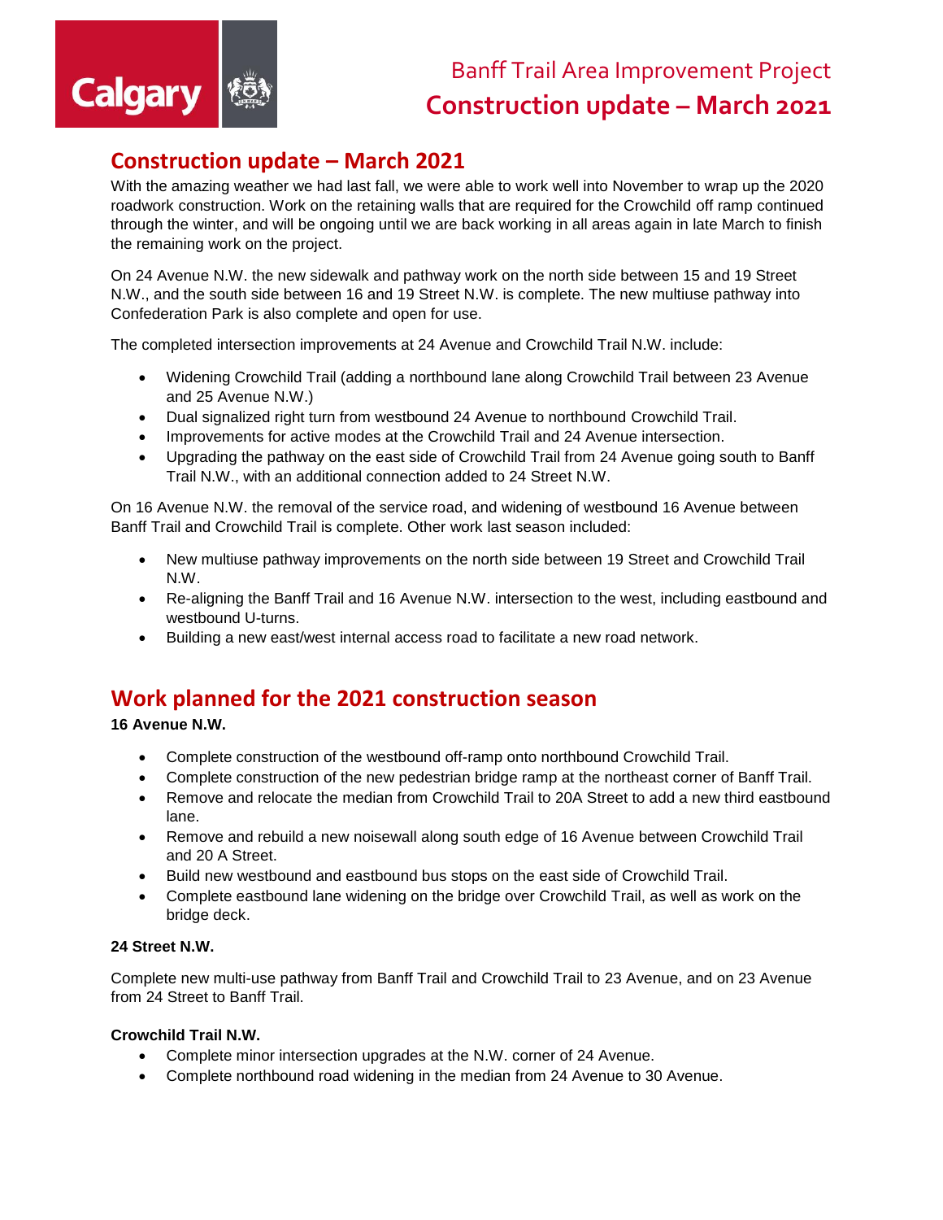# Banff Trail Area Improvement Project

# Construction update – March 2021

## Construction update – March 2021

With the amazing weather we had last fall, we were able to work well into November to wrap up the 2020 roadwork construction. Work on the retaining walls that are required for the Crowchild off ramp continued through the winter, and will be ongoing until we are back working in all areas again in late March to finish the remaining work on the project.

On 24 Avenue N.W. the new sidewalk and pathway work on the north side between 15 and 19 Street N.W., and the south side between 16 and 19 Street N.W. is complete. The new multiuse pathway into Confederation Park is also complete and open for use.

The completed intersection improvements at 24 Avenue and Crowchild Trail N.W. include:

- Widening Crowchild Trail (adding a northbound lane along Crowchild Trail between 23 Avenue and 25 Avenue N.W.)
- Dual signalized right turn from westbound 24 Avenue to northbound Crowchild Trail.
- Improvements for active modes at the Crowchild Trail and 24 Avenue intersection.
- Upgrading the pathway on the east side of Crowchild Trail from 24 Avenue going south to Banff Trail N.W., with an additional connection added to 24 Street N.W.

On 16 Avenue N.W. the removal of the service road, and widening of westbound 16 Avenue between Banff Trail and Crowchild Trail is complete. Other work last season included:

- New multiuse pathway improvements on the north side between 19 Street and Crowchild Trail N.W.
- Re-aligning the Banff Trail and 16 Avenue N.W. intersection to the west, including eastbound and westbound U-turns.
- Building a new east/west internal access road to facilitate a new road network.

## Work planned for the 2021 construction season

**16 Avenue N.W.**

- Complete construction of the westbound off-ramp onto northbound Crowchild Trail.
- Complete construction of the new pedestrian bridge ramp at the northeast corner of Banff Trail.
- Remove and relocate the median from Crowchild Trail to 20A Street to add a new third eastbound lane.
- Remove and rebuild a new noisewall along south edge of 16 Avenue between Crowchild Trail and 20 A Street.
- Build new westbound and eastbound bus stops on the east side of Crowchild Trail.
- Complete eastbound lane widening on the bridge over Crowchild Trail, as well as work on the bridge deck.

**24 Street N.W.**

Complete new multi-use pathway from Banff Trail and Crowchild Trail to 23 Avenue, and on 23 Avenue from 24 Street to Banff Trail.

**Crowchild Trail N.W.**

- Complete minor intersection upgrades at the N.W. corner of 24 Avenue.
- Complete northbound road widening in the median from 24 Avenue to 30 Avenue.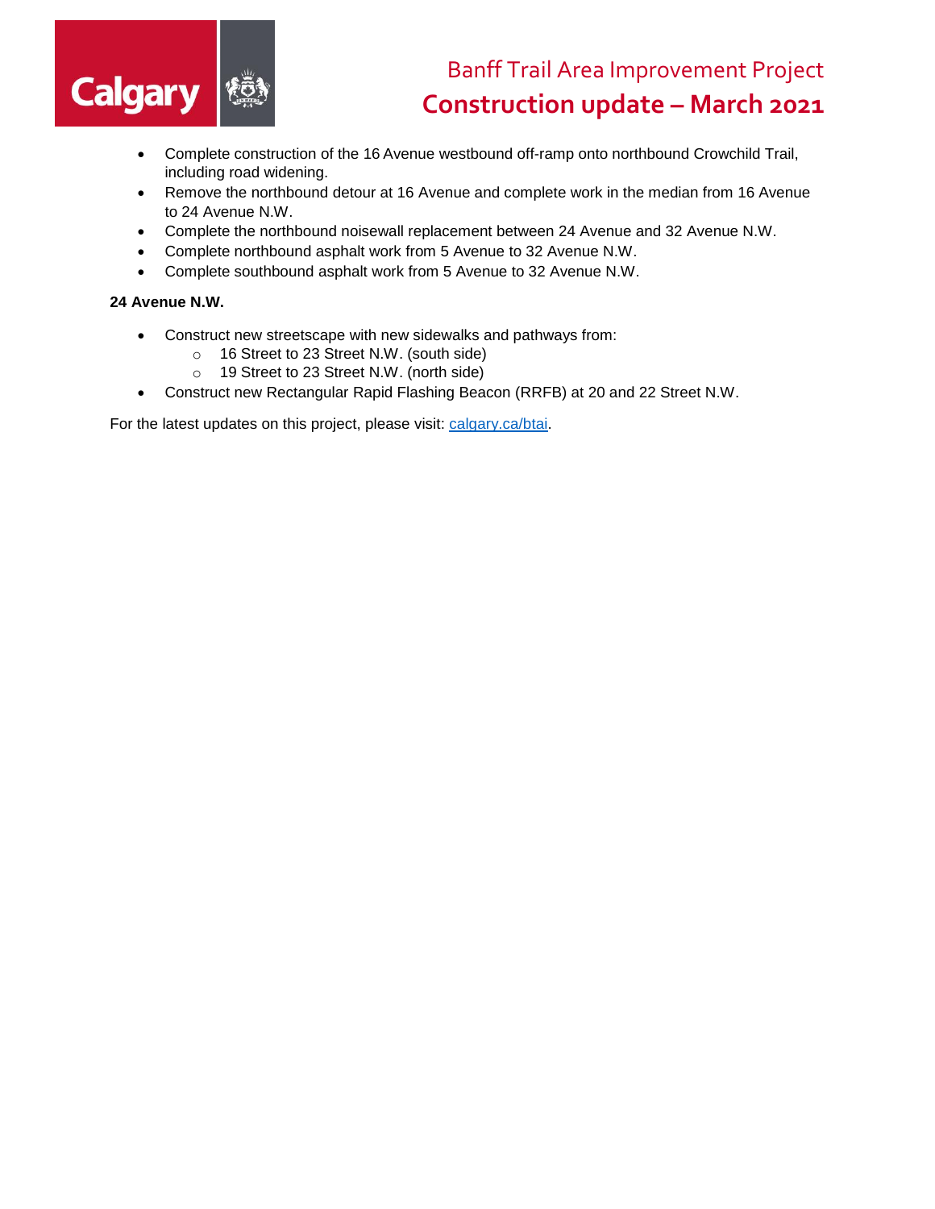- Complete construction of the 16 Avenue westbound off-ramp onto northbound Crowchild Trail, including road widening.
- Remove the northbound detour at 16 Avenue and complete work in the median from 16 Avenue to 24 Avenue N.W.
- Complete the northbound noisewall replacement between 24 Avenue and 32 Avenue N.W.
- Complete northbound asphalt work from 5 Avenue to 32 Avenue N.W.
- Complete southbound asphalt work from 5 Avenue to 32 Avenue N.W.

**24 Avenue N.W.**

- Construct new streetscape with new sidewalks and pathways from:
  - 16 Street to 23 Street N.W. (south side)
  - 19 Street to 23 Street N.W. (north side)
- Construct new Rectangular Rapid Flashing Beacon (RRFB) at 20 and 22 Street N.W.

For the latest updates on this project, please visit: [calgary.ca/btai](calgary.ca/btai).